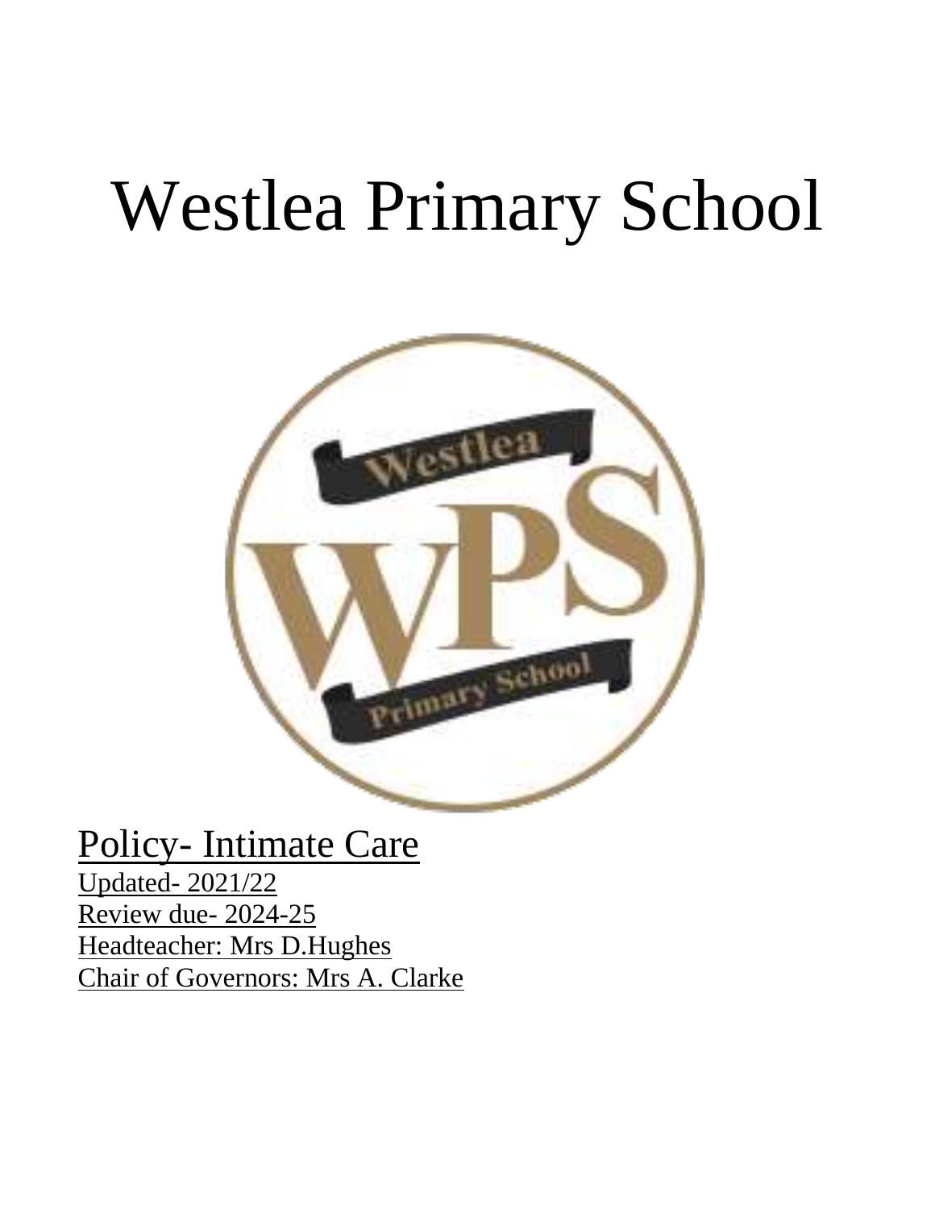# Westlea Primary School

Policy- Intimate Care

Updated- 2021/22

Review due- 2024-25

Headteacher: Mrs D.Hughes

Chair of Governors: Mrs A. Clarke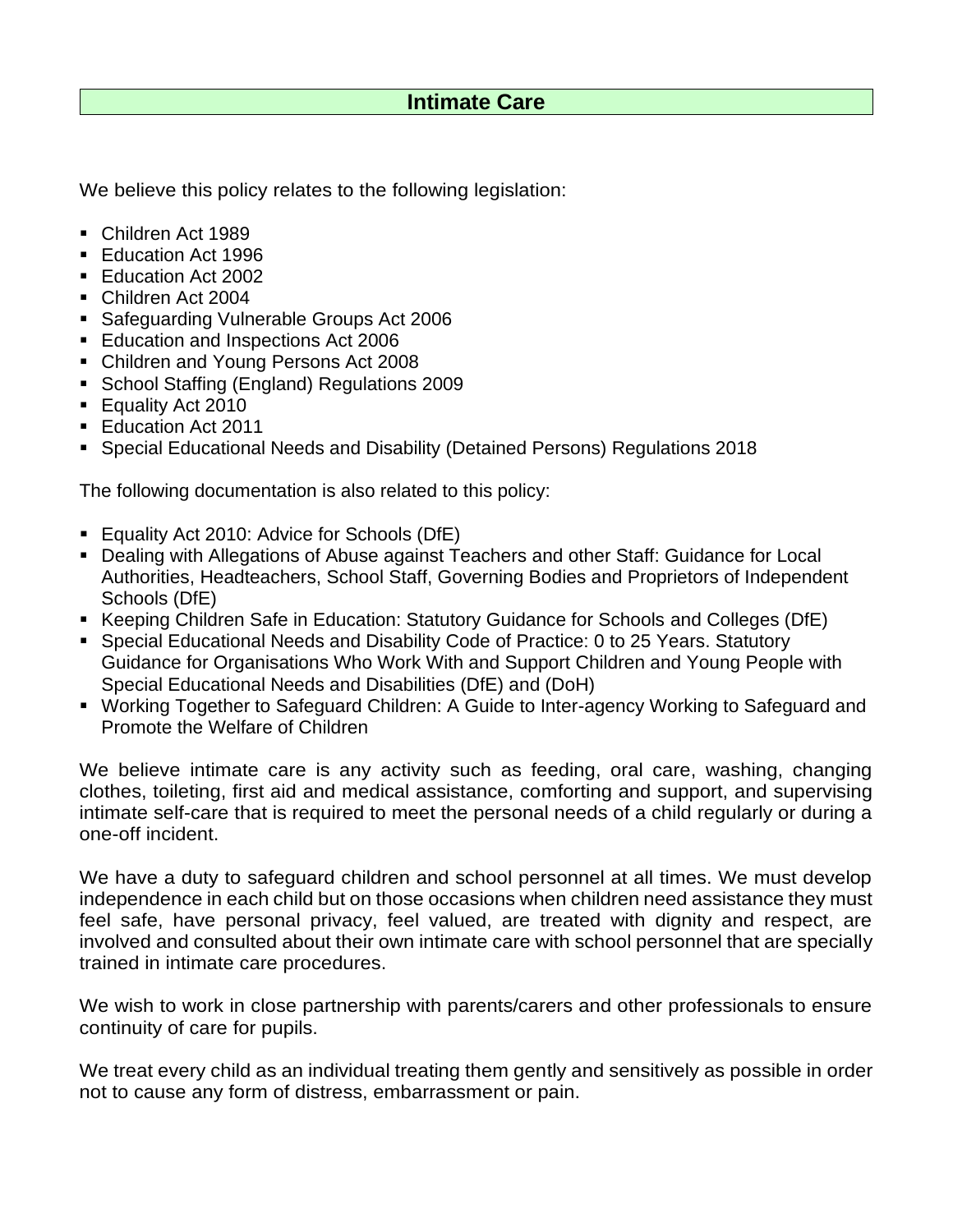# Intimate Care

We believe this policy relates to the following legislation:

- Children Act 1989
- Education Act 1996
- Education Act 2002
- Children Act 2004
- Safeguarding Vulnerable Groups Act 2006
- Education and Inspections Act 2006
- Children and Young Persons Act 2008
- School Staffing (England) Regulations 2009
- Equality Act 2010
- Education Act 2011
- Special Educational Needs and Disability (Detained Persons) Regulations 2018

The following documentation is also related to this policy:

- Equality Act 2010: Advice for Schools (DfE)
- Dealing with Allegations of Abuse against Teachers and other Staff: Guidance for Local Authorities, Headteachers, School Staff, Governing Bodies and Proprietors of Independent Schools (DfE)
- Keeping Children Safe in Education: Statutory Guidance for Schools and Colleges (DfE)
- Special Educational Needs and Disability Code of Practice: 0 to 25 Years. Statutory Guidance for Organisations Who Work With and Support Children and Young People with Special Educational Needs and Disabilities (DfE) and (DoH)
- Working Together to Safeguard Children: A Guide to Inter-agency Working to Safeguard and Promote the Welfare of Children

We believe intimate care is any activity such as feeding, oral care, washing, changing clothes, toileting, first aid and medical assistance, comforting and support, and supervising intimate self-care that is required to meet the personal needs of a child regularly or during a one-off incident.

We have a duty to safeguard children and school personnel at all times. We must develop independence in each child but on those occasions when children need assistance they must feel safe, have personal privacy, feel valued, are treated with dignity and respect, are involved and consulted about their own intimate care with school personnel that are specially trained in intimate care procedures.

We wish to work in close partnership with parents/carers and other professionals to ensure continuity of care for pupils.

We treat every child as an individual treating them gently and sensitively as possible in order not to cause any form of distress, embarrassment or pain.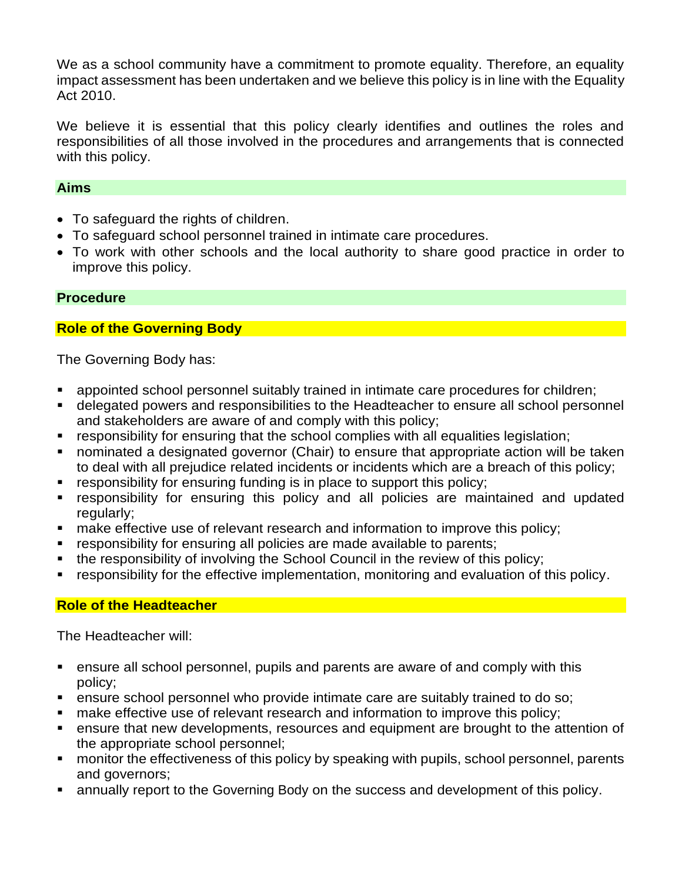We as a school community have a commitment to promote equality. Therefore, an equality impact assessment has been undertaken and we believe this policy is in line with the Equality Act 2010.

We believe it is essential that this policy clearly identifies and outlines the roles and responsibilities of all those involved in the procedures and arrangements that is connected with this policy.

## Aims

- To safeguard the rights of children.
- To safeguard school personnel trained in intimate care procedures.
- To work with other schools and the local authority to share good practice in order to improve this policy.

## Procedure

### Role of the Governing Body

The Governing Body has:

- appointed school personnel suitably trained in intimate care procedures for children;
- delegated powers and responsibilities to the Headteacher to ensure all school personnel and stakeholders are aware of and comply with this policy;
- responsibility for ensuring that the school complies with all equalities legislation;
- nominated a designated governor (Chair) to ensure that appropriate action will be taken to deal with all prejudice related incidents or incidents which are a breach of this policy;
- responsibility for ensuring funding is in place to support this policy;
- responsibility for ensuring this policy and all policies are maintained and updated regularly;
- make effective use of relevant research and information to improve this policy;
- responsibility for ensuring all policies are made available to parents;
- the responsibility of involving the School Council in the review of this policy;
- responsibility for the effective implementation, monitoring and evaluation of this policy.

### Role of the Headteacher

The Headteacher will:

- ensure all school personnel, pupils and parents are aware of and comply with this policy;
- ensure school personnel who provide intimate care are suitably trained to do so;
- make effective use of relevant research and information to improve this policy;
- ensure that new developments, resources and equipment are brought to the attention of the appropriate school personnel;
- monitor the effectiveness of this policy by speaking with pupils, school personnel, parents and governors;
- annually report to the Governing Body on the success and development of this policy.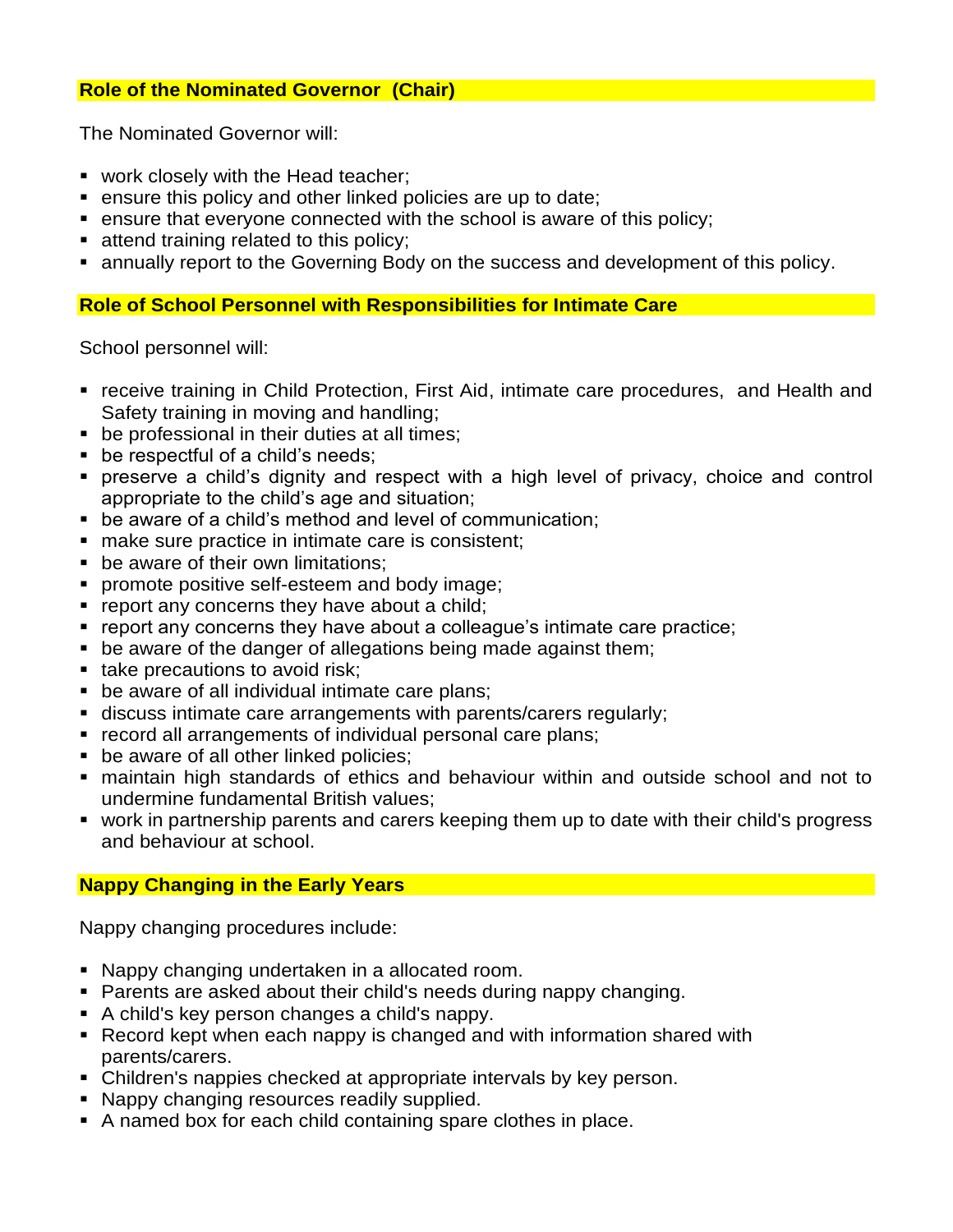## Role of the Nominated Governor (Chair)

The Nominated Governor will:

- work closely with the Head teacher;
- ensure this policy and other linked policies are up to date;
- ensure that everyone connected with the school is aware of this policy;
- attend training related to this policy;
- annually report to the Governing Body on the success and development of this policy.

## Role of School Personnel with Responsibilities for Intimate Care

School personnel will:

- receive training in Child Protection, First Aid, intimate care procedures, and Health and Safety training in moving and handling;
- be professional in their duties at all times;
- be respectful of a child's needs;
- preserve a child's dignity and respect with a high level of privacy, choice and control appropriate to the child's age and situation;
- be aware of a child's method and level of communication;
- make sure practice in intimate care is consistent;
- be aware of their own limitations;
- promote positive self-esteem and body image;
- report any concerns they have about a child;
- report any concerns they have about a colleague's intimate care practice;
- be aware of the danger of allegations being made against them;
- take precautions to avoid risk;
- be aware of all individual intimate care plans;
- discuss intimate care arrangements with parents/carers regularly;
- record all arrangements of individual personal care plans;
- be aware of all other linked policies;
- maintain high standards of ethics and behaviour within and outside school and not to undermine fundamental British values;
- work in partnership parents and carers keeping them up to date with their child's progress and behaviour at school.

## Nappy Changing in the Early Years

Nappy changing procedures include:

- Nappy changing undertaken in a allocated room.
- Parents are asked about their child's needs during nappy changing.
- A child's key person changes a child's nappy.
- Record kept when each nappy is changed and with information shared with parents/carers.
- Children's nappies checked at appropriate intervals by key person.
- Nappy changing resources readily supplied.
- A named box for each child containing spare clothes in place.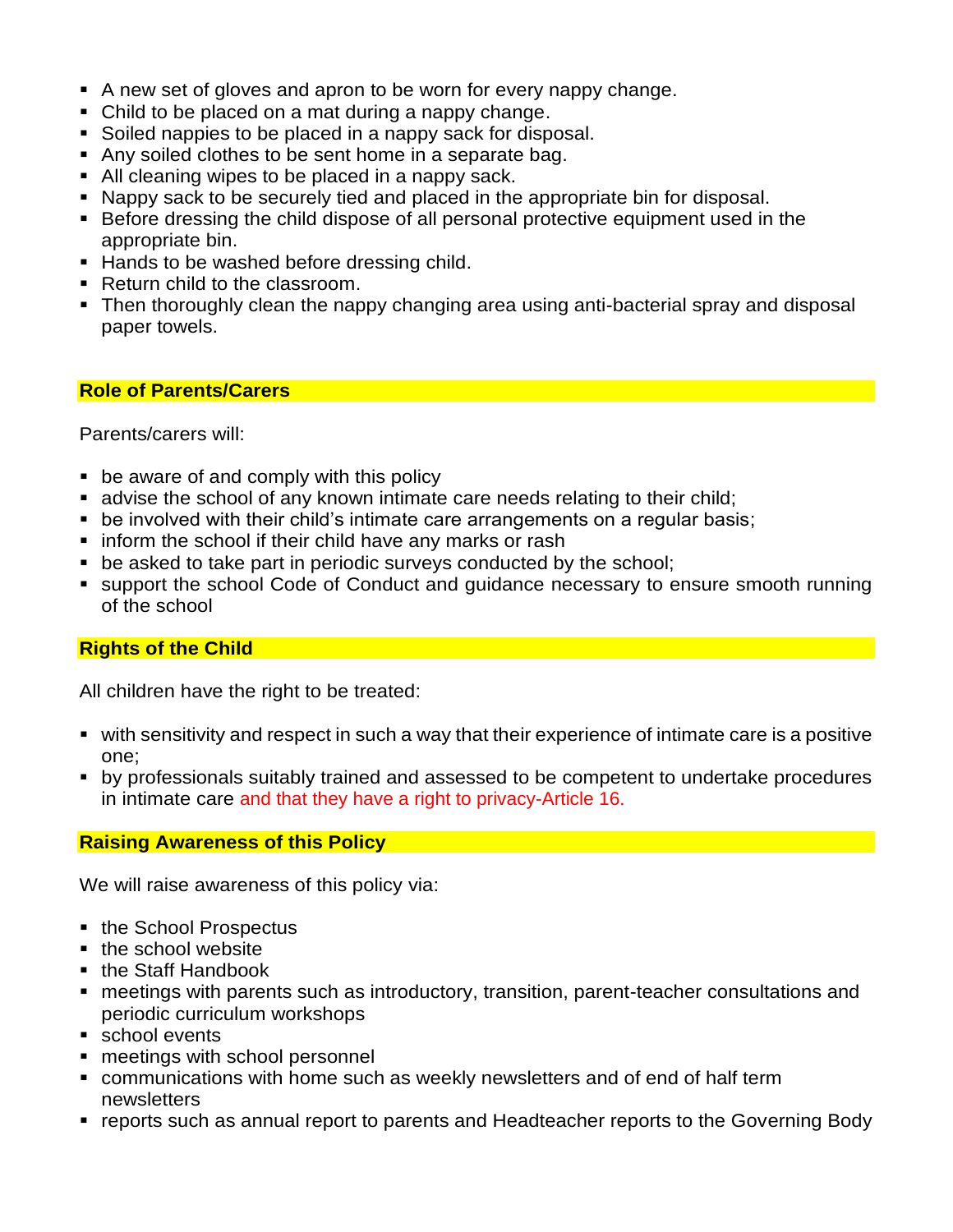- A new set of gloves and apron to be worn for every nappy change.
- Child to be placed on a mat during a nappy change.
- Soiled nappies to be placed in a nappy sack for disposal.
- Any soiled clothes to be sent home in a separate bag.
- All cleaning wipes to be placed in a nappy sack.
- Nappy sack to be securely tied and placed in the appropriate bin for disposal.
- Before dressing the child dispose of all personal protective equipment used in the appropriate bin.
- Hands to be washed before dressing child.
- Return child to the classroom.
- Then thoroughly clean the nappy changing area using anti-bacterial spray and disposal paper towels.

## Role of Parents/Carers

Parents/carers will:

- be aware of and comply with this policy
- advise the school of any known intimate care needs relating to their child;
- be involved with their child's intimate care arrangements on a regular basis;
- inform the school if their child have any marks or rash
- be asked to take part in periodic surveys conducted by the school;
- support the school Code of Conduct and guidance necessary to ensure smooth running of the school

## Rights of the Child

All children have the right to be treated:

- with sensitivity and respect in such a way that their experience of intimate care is a positive one;
- by professionals suitably trained and assessed to be competent to undertake procedures in intimate care and that they have a right to privacy-Article 16.

## Raising Awareness of this Policy

We will raise awareness of this policy via:

- the School Prospectus
- the school website
- the Staff Handbook
- meetings with parents such as introductory, transition, parent-teacher consultations and periodic curriculum workshops
- school events
- meetings with school personnel
- communications with home such as weekly newsletters and of end of half term newsletters
- reports such as annual report to parents and Headteacher reports to the Governing Body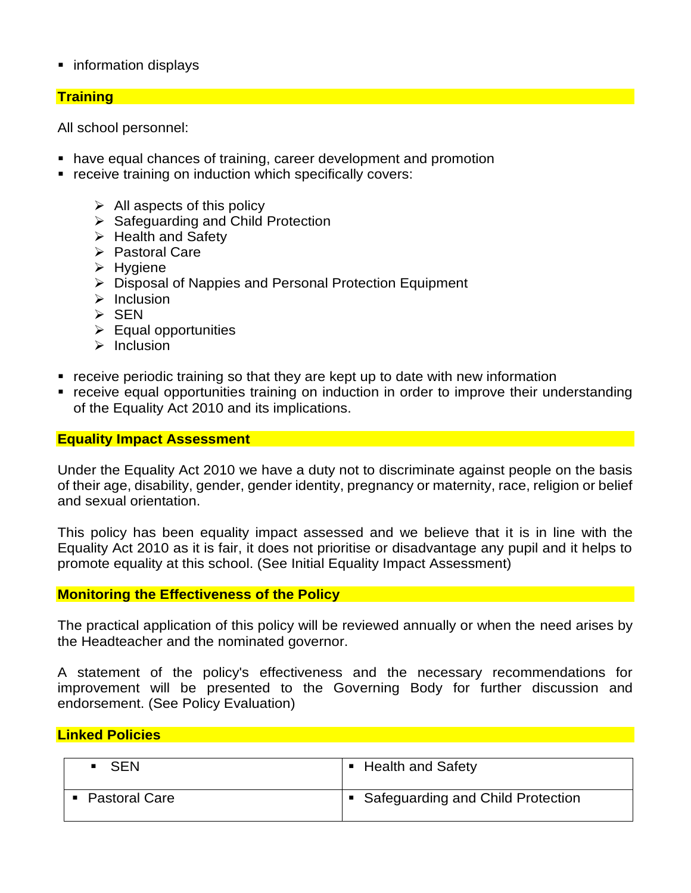- information displays

## Training

All school personnel:

- have equal chances of training, career development and promotion
- receive training on induction which specifically covers:
    - All aspects of this policy
    - Safeguarding and Child Protection
    - Health and Safety
    - Pastoral Care
    - Hygiene
    - Disposal of Nappies and Personal Protection Equipment
    - Inclusion
    - SEN
    - Equal opportunities
    - Inclusion
- receive periodic training so that they are kept up to date with new information
- receive equal opportunities training on induction in order to improve their understanding of the Equality Act 2010 and its implications.

## Equality Impact Assessment

Under the Equality Act 2010 we have a duty not to discriminate against people on the basis of their age, disability, gender, gender identity, pregnancy or maternity, race, religion or belief and sexual orientation.

This policy has been equality impact assessed and we believe that it is in line with the Equality Act 2010 as it is fair, it does not prioritise or disadvantage any pupil and it helps to promote equality at this school. (See Initial Equality Impact Assessment)

## Monitoring the Effectiveness of the Policy

The practical application of this policy will be reviewed annually or when the need arises by the Headteacher and the nominated governor.

A statement of the policy's effectiveness and the necessary recommendations for improvement will be presented to the Governing Body for further discussion and endorsement. (See Policy Evaluation)

## Linked Policies

| | |
|---|---|
| ▪ SEN | ▪ Health and Safety |
| ▪ Pastoral Care | ▪ Safeguarding and Child Protection |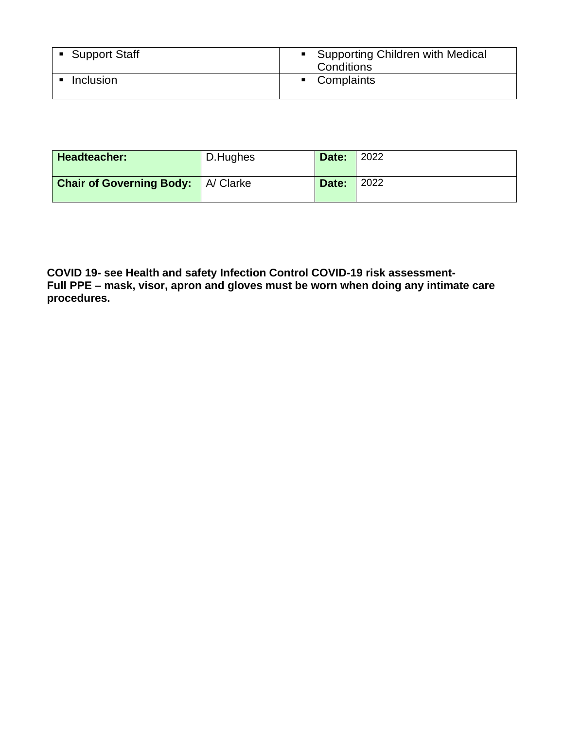| | |
|---|---|
| ▪ Support Staff | ▪ Supporting Children with Medical Conditions |
| ▪ Inclusion | ▪ Complaints |

| | | | |
|---|---|---|---|
| **Headteacher:** | D.Hughes | **Date:** | 2022 |
| **Chair of Governing Body:** | A/ Clarke | **Date:** | 2022 |

**COVID 19- see Health and safety Infection Control COVID-19 risk assessment-**
**Full PPE – mask, visor, apron and gloves must be worn when doing any intimate care procedures.**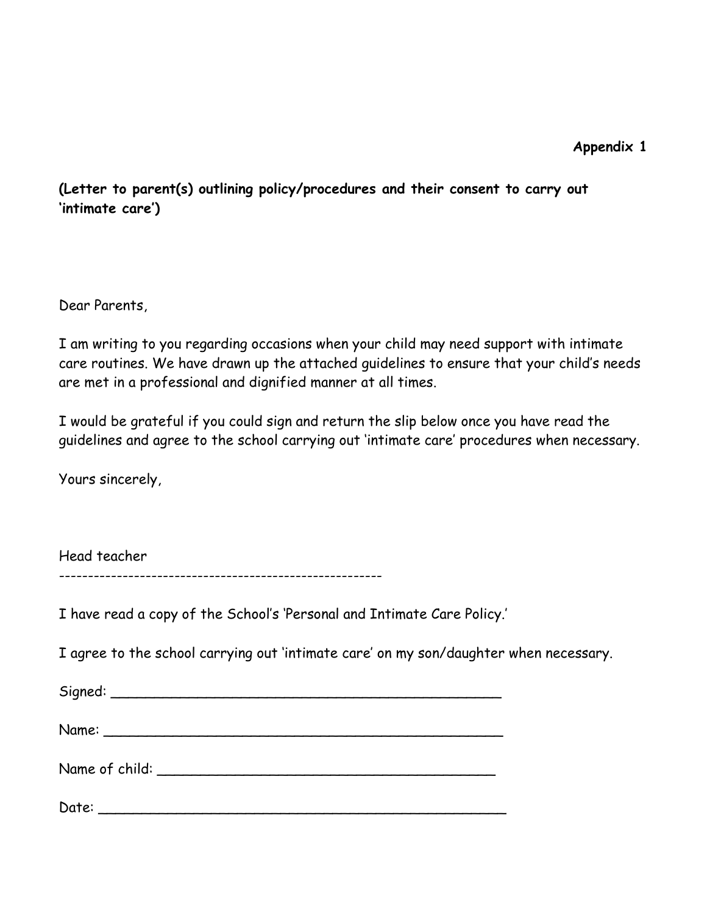**Appendix 1**

**(Letter to parent(s) outlining policy/procedures and their consent to carry out 'intimate care')**

Dear Parents,

I am writing to you regarding occasions when your child may need support with intimate care routines. We have drawn up the attached guidelines to ensure that your child's needs are met in a professional and dignified manner at all times.

I would be grateful if you could sign and return the slip below once you have read the guidelines and agree to the school carrying out 'intimate care' procedures when necessary.

Yours sincerely,

Head teacher

-------------------------------------------------------

I have read a copy of the School's 'Personal and Intimate Care Policy.'

I agree to the school carrying out 'intimate care' on my son/daughter when necessary.

Signed: _______________________________________________

Name: ________________________________________________

Name of child: _________________________________________

Date: _________________________________________________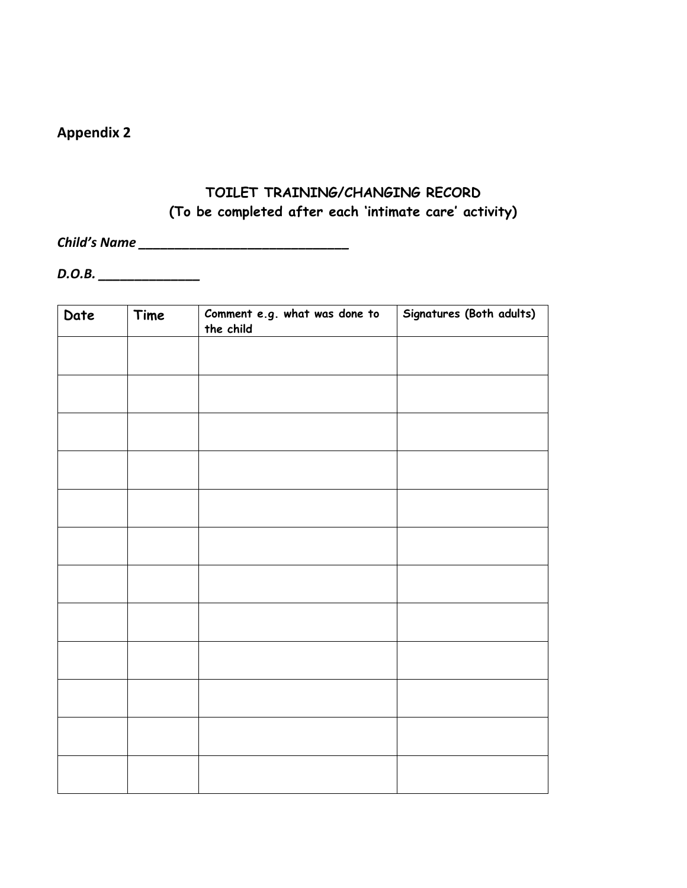**Appendix 2**

**TOILET TRAINING/CHANGING RECORD**
**(To be completed after each 'intimate care' activity)**

***Child's Name ____________________________***

***D.O.B. _____________***

| Date | Time | Comment e.g. what was done to the child | Signatures (Both adults) |
|---|---|---|---|
| | | | |
| | | | |
| | | | |
| | | | |
| | | | |
| | | | |
| | | | |
| | | | |
| | | | |
| | | | |
| | | | |
| | | | |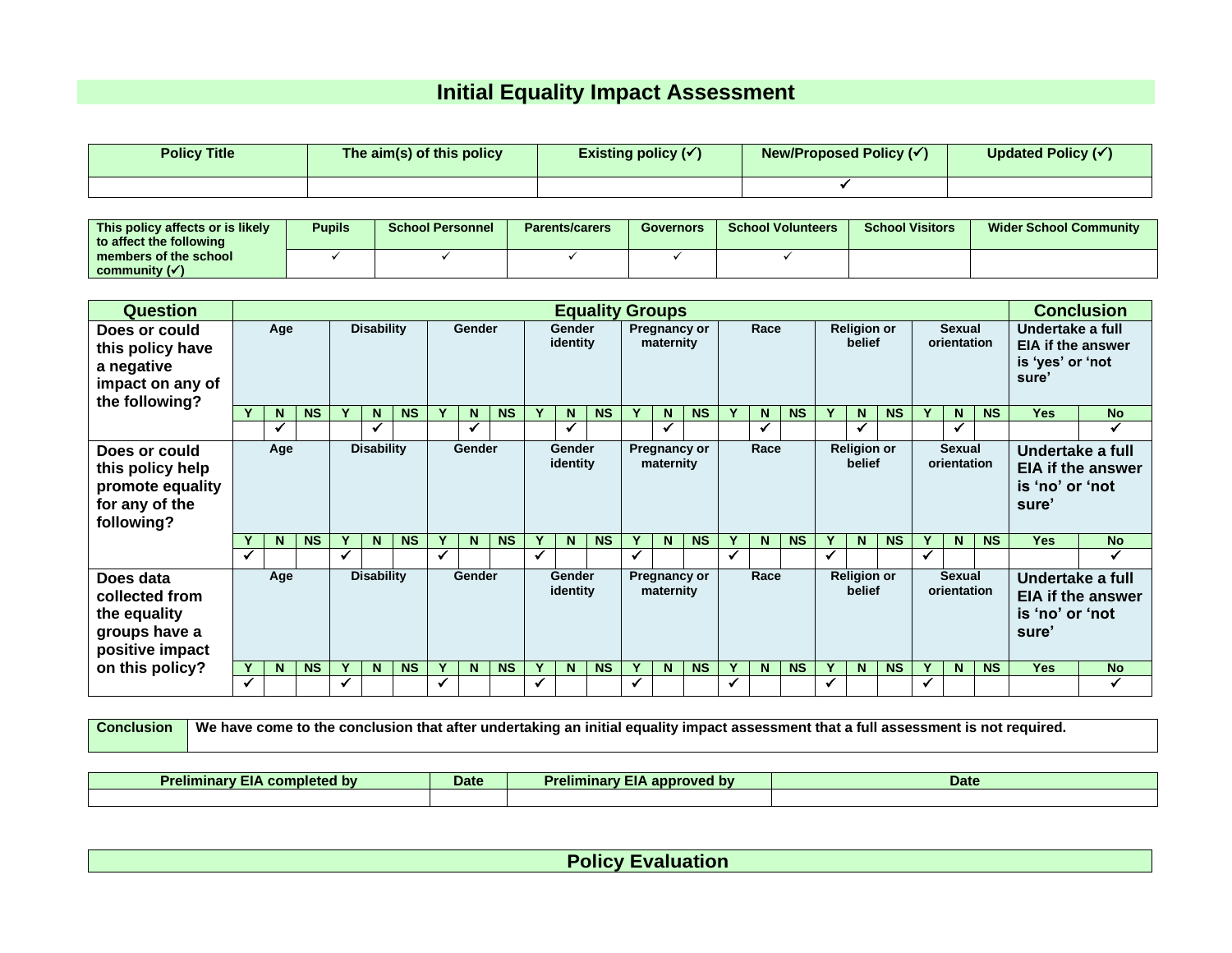# Initial Equality Impact Assessment

| Policy Title | The aim(s) of this policy | Existing policy (✓) | New/Proposed Policy (✓) | Updated Policy (✓) |
|---|---|---|---|---|
| | | | ✓ | |

| This policy affects or is likely to affect the following members of the school community (✓) | Pupils | School Personnel | Parents/carers | Governors | School Volunteers | School Visitors | Wider School Community |
|---|---|---|---|---|---|---|---|
| | ✓ | ✓ | ✓ | ✓ | ✓ | | |

| Question | Equality Groups | | | | | | | | | | | | | | | | | | | | | | | | Conclusion | |
|---|---|---|---|---|---|---|---|---|---|---|---|---|---|---|---|---|---|---|---|---|---|---|---|---|---|---|
| **Does or could this policy have a negative impact on any of the following?** | Age | | | Disability | | | Gender | | | Gender identity | | | Pregnancy or maternity | | | Race | | | Religion or belief | | | Sexual orientation | | | Undertake a full EIA if the answer is 'yes' or 'not sure' | |
| | Y | N | NS | Y | N | NS | Y | N | NS | Y | N | NS | Y | N | NS | Y | N | NS | Y | N | NS | Y | N | NS | Yes | No |
| | | ✓ | | | ✓ | | | ✓ | | | ✓ | | | ✓ | | | ✓ | | | ✓ | | | ✓ | | | ✓ |
| **Does or could this policy help promote equality for any of the following?** | Age | | | Disability | | | Gender | | | Gender identity | | | Pregnancy or maternity | | | Race | | | Religion or belief | | | Sexual orientation | | | Undertake a full EIA if the answer is 'no' or 'not sure' | |
| | Y | N | NS | Y | N | NS | Y | N | NS | Y | N | NS | Y | N | NS | Y | N | NS | Y | N | NS | Y | N | NS | Yes | No |
| | ✓ | | | ✓ | | | ✓ | | | ✓ | | | ✓ | | | ✓ | | | ✓ | | | ✓ | | | | ✓ |
| **Does data collected from the equality groups have a positive impact on this policy?** | Age | | | Disability | | | Gender | | | Gender identity | | | Pregnancy or maternity | | | Race | | | Religion or belief | | | Sexual orientation | | | Undertake a full EIA if the answer is 'no' or 'not sure' | |
| | Y | N | NS | Y | N | NS | Y | N | NS | Y | N | NS | Y | N | NS | Y | N | NS | Y | N | NS | Y | N | NS | Yes | No |
| | ✓ | | | ✓ | | | ✓ | | | ✓ | | | ✓ | | | ✓ | | | ✓ | | | ✓ | | | | ✓ |

| Conclusion | We have come to the conclusion that after undertaking an initial equality impact assessment that a full assessment is not required. |
|---|---|

| Preliminary EIA completed by | Date | Preliminary EIA approved by | Date |
|---|---|---|---|
| | | | |

## Policy Evaluation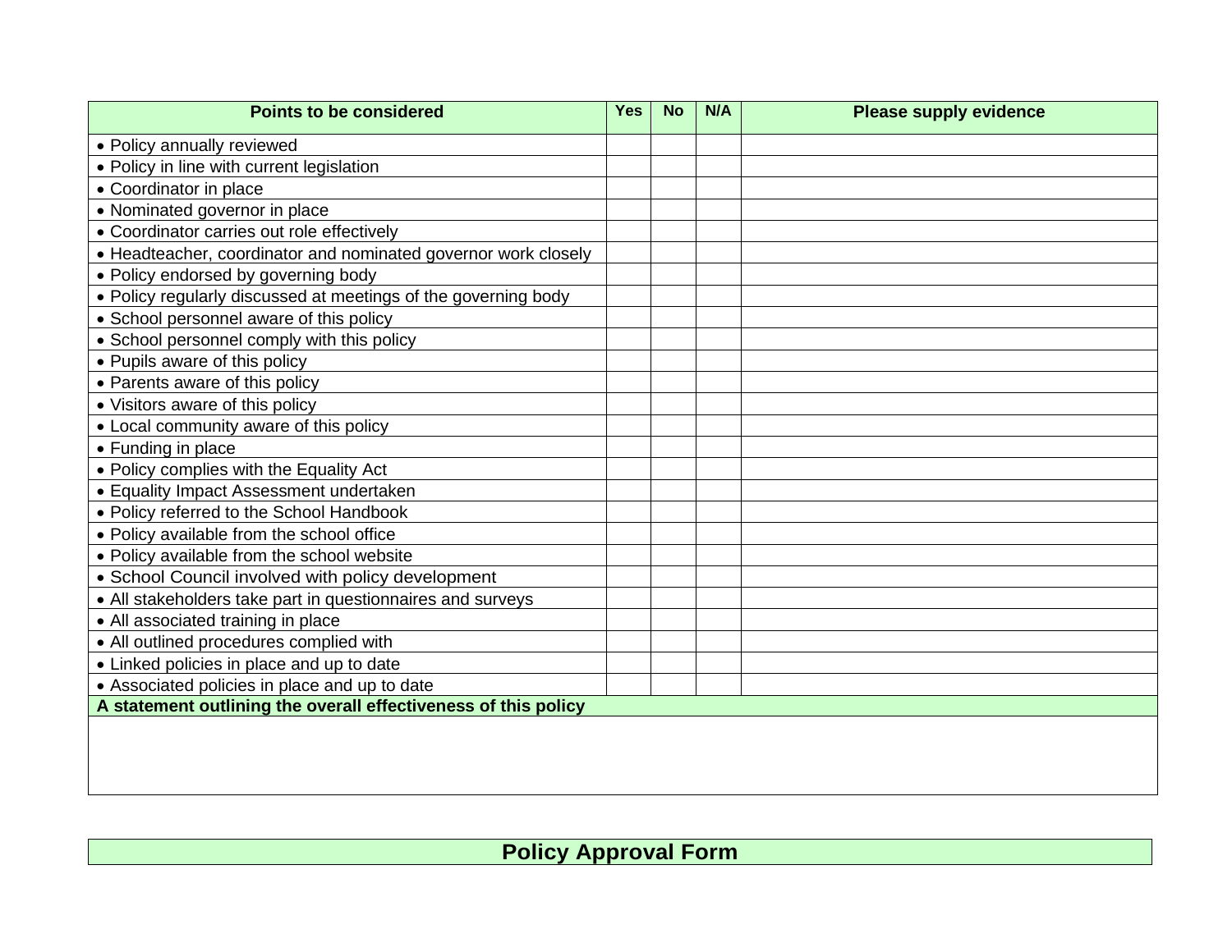| Points to be considered | Yes | No | N/A | Please supply evidence |
|---|---|---|---|---|
| • Policy annually reviewed | | | | |
| • Policy in line with current legislation | | | | |
| • Coordinator in place | | | | |
| • Nominated governor in place | | | | |
| • Coordinator carries out role effectively | | | | |
| • Headteacher, coordinator and nominated governor work closely | | | | |
| • Policy endorsed by governing body | | | | |
| • Policy regularly discussed at meetings of the governing body | | | | |
| • School personnel aware of this policy | | | | |
| • School personnel comply with this policy | | | | |
| • Pupils aware of this policy | | | | |
| • Parents aware of this policy | | | | |
| • Visitors aware of this policy | | | | |
| • Local community aware of this policy | | | | |
| • Funding in place | | | | |
| • Policy complies with the Equality Act | | | | |
| • Equality Impact Assessment undertaken | | | | |
| • Policy referred to the School Handbook | | | | |
| • Policy available from the school office | | | | |
| • Policy available from the school website | | | | |
| • School Council involved with policy development | | | | |
| • All stakeholders take part in questionnaires and surveys | | | | |
| • All associated training in place | | | | |
| • All outlined procedures complied with | | | | |
| • Linked policies in place and up to date | | | | |
| • Associated policies in place and up to date | | | | |
| **A statement outlining the overall effectiveness of this policy** | | | | |
| | | | | |

## Policy Approval Form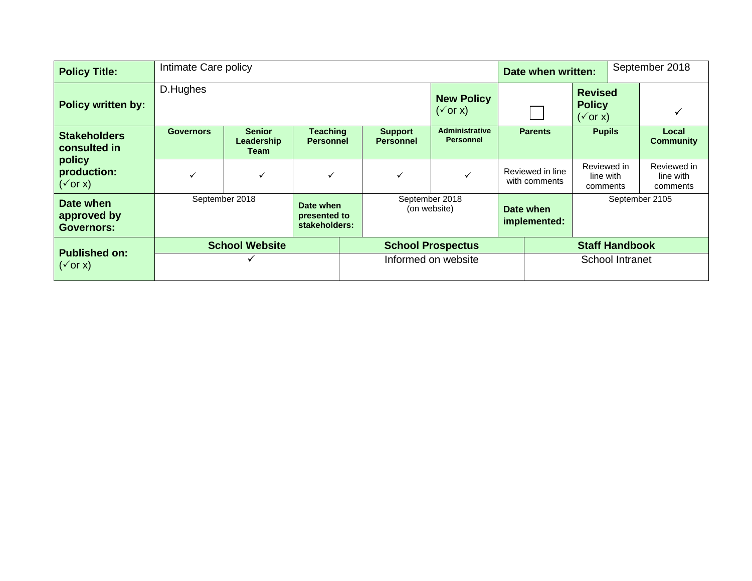| | | | | | | | | |
|---|---|---|---|---|---|---|---|---|
| **Policy Title:** | Intimate Care policy | | | | | **Date when written:** | | September 2018 |
| **Policy written by:** | D.Hughes | | | | **New Policy** (✓or x) | ☐ | **Revised Policy** (✓or x) | ✓ |
| **Stakeholders consulted in policy production:** (✓or x) | **Governors** | **Senior Leadership Team** | **Teaching Personnel** | **Support Personnel** | **Administrative Personnel** | **Parents** | **Pupils** | **Local Community** |
| | ✓ | ✓ | ✓ | ✓ | ✓ | Reviewed in line with comments | Reviewed in line with comments | Reviewed in line with comments |
| **Date when approved by Governors:** | September 2018 | | **Date when presented to stakeholders:** | September 2018 (on website) | | **Date when implemented:** | September 2105 | |
| **Published on:** (✓or x) | **School Website** | | | **School Prospectus** | | **Staff Handbook** | | |
| | ✓ | | | Informed on website | | School Intranet | | |